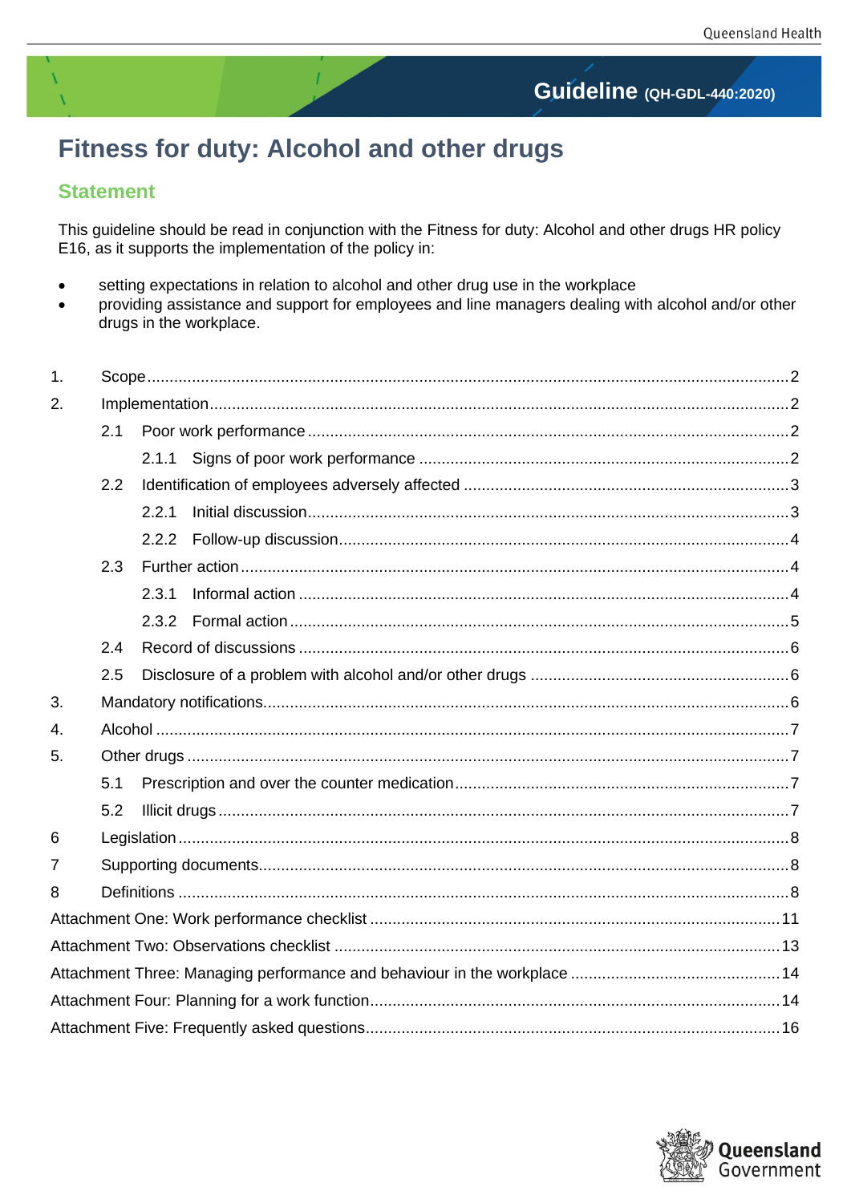Guideline (QH-GDL-440:2020)

# Fitness for duty: Alcohol and other drugs

## Statement

This guideline should be read in conjunction with the Fitness for duty: Alcohol and other drugs HR policy E16, as it supports the implementation of the policy in:

- setting expectations in relation to alcohol and other drug use in the workplace
- providing assistance and support for employees and line managers dealing with alcohol and/or other drugs in the workplace.

1. Scope ..... 2
2. Implementation ..... 2
   - 2.1 Poor work performance ..... 2
     - 2.1.1 Signs of poor work performance ..... 2
   - 2.2 Identification of employees adversely affected ..... 3
     - 2.2.1 Initial discussion ..... 3
     - 2.2.2 Follow-up discussion ..... 4
   - 2.3 Further action ..... 4
     - 2.3.1 Informal action ..... 4
     - 2.3.2 Formal action ..... 5
   - 2.4 Record of discussions ..... 6
   - 2.5 Disclosure of a problem with alcohol and/or other drugs ..... 6
3. Mandatory notifications ..... 6
4. Alcohol ..... 7
5. Other drugs ..... 7
   - 5.1 Prescription and over the counter medication ..... 7
   - 5.2 Illicit drugs ..... 7
6 Legislation ..... 8
7 Supporting documents ..... 8
8 Definitions ..... 8

Attachment One: Work performance checklist ..... 11
Attachment Two: Observations checklist ..... 13
Attachment Three: Managing performance and behaviour in the workplace ..... 14
Attachment Four: Planning for a work function ..... 14
Attachment Five: Frequently asked questions ..... 16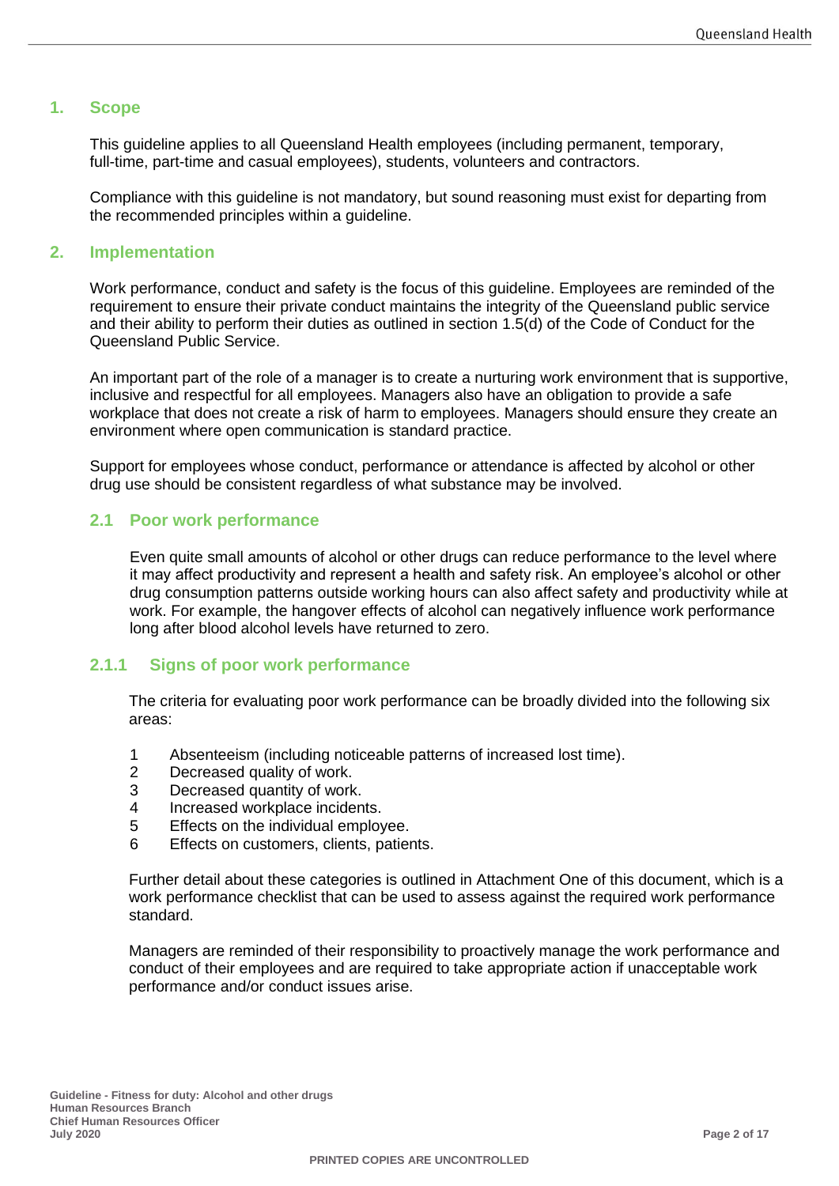## 1. Scope

This guideline applies to all Queensland Health employees (including permanent, temporary, full-time, part-time and casual employees), students, volunteers and contractors.

Compliance with this guideline is not mandatory, but sound reasoning must exist for departing from the recommended principles within a guideline.

## 2. Implementation

Work performance, conduct and safety is the focus of this guideline. Employees are reminded of the requirement to ensure their private conduct maintains the integrity of the Queensland public service and their ability to perform their duties as outlined in section 1.5(d) of the Code of Conduct for the Queensland Public Service.

An important part of the role of a manager is to create a nurturing work environment that is supportive, inclusive and respectful for all employees. Managers also have an obligation to provide a safe workplace that does not create a risk of harm to employees. Managers should ensure they create an environment where open communication is standard practice.

Support for employees whose conduct, performance or attendance is affected by alcohol or other drug use should be consistent regardless of what substance may be involved.

### 2.1 Poor work performance

Even quite small amounts of alcohol or other drugs can reduce performance to the level where it may affect productivity and represent a health and safety risk. An employee's alcohol or other drug consumption patterns outside working hours can also affect safety and productivity while at work. For example, the hangover effects of alcohol can negatively influence work performance long after blood alcohol levels have returned to zero.

### 2.1.1 Signs of poor work performance

The criteria for evaluating poor work performance can be broadly divided into the following six areas:

1. Absenteeism (including noticeable patterns of increased lost time).
2. Decreased quality of work.
3. Decreased quantity of work.
4. Increased workplace incidents.
5. Effects on the individual employee.
6. Effects on customers, clients, patients.

Further detail about these categories is outlined in Attachment One of this document, which is a work performance checklist that can be used to assess against the required work performance standard.

Managers are reminded of their responsibility to proactively manage the work performance and conduct of their employees and are required to take appropriate action if unacceptable work performance and/or conduct issues arise.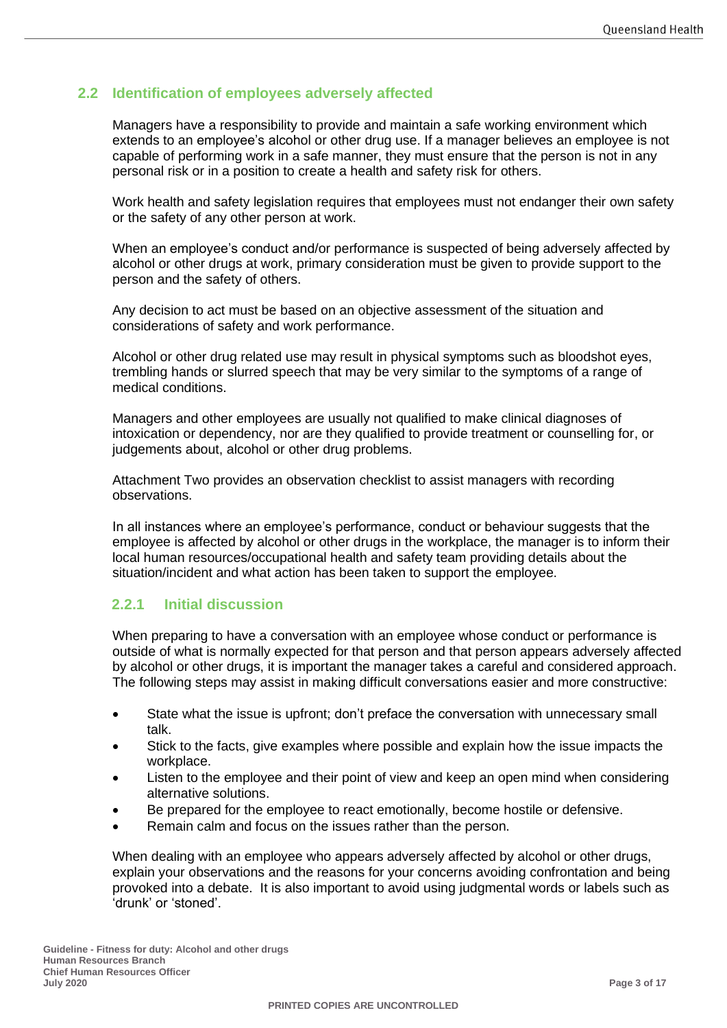## 2.2 Identification of employees adversely affected

Managers have a responsibility to provide and maintain a safe working environment which extends to an employee's alcohol or other drug use. If a manager believes an employee is not capable of performing work in a safe manner, they must ensure that the person is not in any personal risk or in a position to create a health and safety risk for others.

Work health and safety legislation requires that employees must not endanger their own safety or the safety of any other person at work.

When an employee's conduct and/or performance is suspected of being adversely affected by alcohol or other drugs at work, primary consideration must be given to provide support to the person and the safety of others.

Any decision to act must be based on an objective assessment of the situation and considerations of safety and work performance.

Alcohol or other drug related use may result in physical symptoms such as bloodshot eyes, trembling hands or slurred speech that may be very similar to the symptoms of a range of medical conditions.

Managers and other employees are usually not qualified to make clinical diagnoses of intoxication or dependency, nor are they qualified to provide treatment or counselling for, or judgements about, alcohol or other drug problems.

Attachment Two provides an observation checklist to assist managers with recording observations.

In all instances where an employee's performance, conduct or behaviour suggests that the employee is affected by alcohol or other drugs in the workplace, the manager is to inform their local human resources/occupational health and safety team providing details about the situation/incident and what action has been taken to support the employee.

### 2.2.1 Initial discussion

When preparing to have a conversation with an employee whose conduct or performance is outside of what is normally expected for that person and that person appears adversely affected by alcohol or other drugs, it is important the manager takes a careful and considered approach. The following steps may assist in making difficult conversations easier and more constructive:

- State what the issue is upfront; don't preface the conversation with unnecessary small talk.
- Stick to the facts, give examples where possible and explain how the issue impacts the workplace.
- Listen to the employee and their point of view and keep an open mind when considering alternative solutions.
- Be prepared for the employee to react emotionally, become hostile or defensive.
- Remain calm and focus on the issues rather than the person.

When dealing with an employee who appears adversely affected by alcohol or other drugs, explain your observations and the reasons for your concerns avoiding confrontation and being provoked into a debate. It is also important to avoid using judgmental words or labels such as 'drunk' or 'stoned'.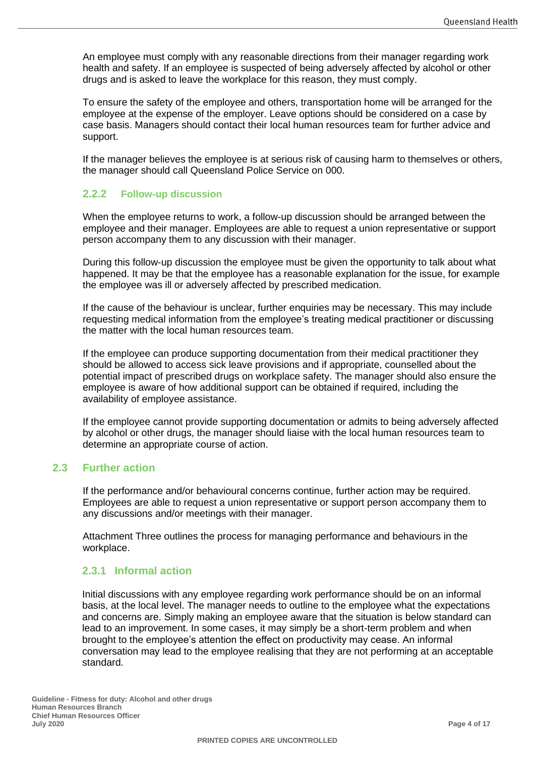An employee must comply with any reasonable directions from their manager regarding work health and safety. If an employee is suspected of being adversely affected by alcohol or other drugs and is asked to leave the workplace for this reason, they must comply.

To ensure the safety of the employee and others, transportation home will be arranged for the employee at the expense of the employer. Leave options should be considered on a case by case basis. Managers should contact their local human resources team for further advice and support.

If the manager believes the employee is at serious risk of causing harm to themselves or others, the manager should call Queensland Police Service on 000.

### 2.2.2 Follow-up discussion

When the employee returns to work, a follow-up discussion should be arranged between the employee and their manager. Employees are able to request a union representative or support person accompany them to any discussion with their manager.

During this follow-up discussion the employee must be given the opportunity to talk about what happened. It may be that the employee has a reasonable explanation for the issue, for example the employee was ill or adversely affected by prescribed medication.

If the cause of the behaviour is unclear, further enquiries may be necessary. This may include requesting medical information from the employee's treating medical practitioner or discussing the matter with the local human resources team.

If the employee can produce supporting documentation from their medical practitioner they should be allowed to access sick leave provisions and if appropriate, counselled about the potential impact of prescribed drugs on workplace safety. The manager should also ensure the employee is aware of how additional support can be obtained if required, including the availability of employee assistance.

If the employee cannot provide supporting documentation or admits to being adversely affected by alcohol or other drugs, the manager should liaise with the local human resources team to determine an appropriate course of action.

## 2.3 Further action

If the performance and/or behavioural concerns continue, further action may be required. Employees are able to request a union representative or support person accompany them to any discussions and/or meetings with their manager.

Attachment Three outlines the process for managing performance and behaviours in the workplace.

### 2.3.1 Informal action

Initial discussions with any employee regarding work performance should be on an informal basis, at the local level. The manager needs to outline to the employee what the expectations and concerns are. Simply making an employee aware that the situation is below standard can lead to an improvement. In some cases, it may simply be a short-term problem and when brought to the employee's attention the effect on productivity may cease. An informal conversation may lead to the employee realising that they are not performing at an acceptable standard.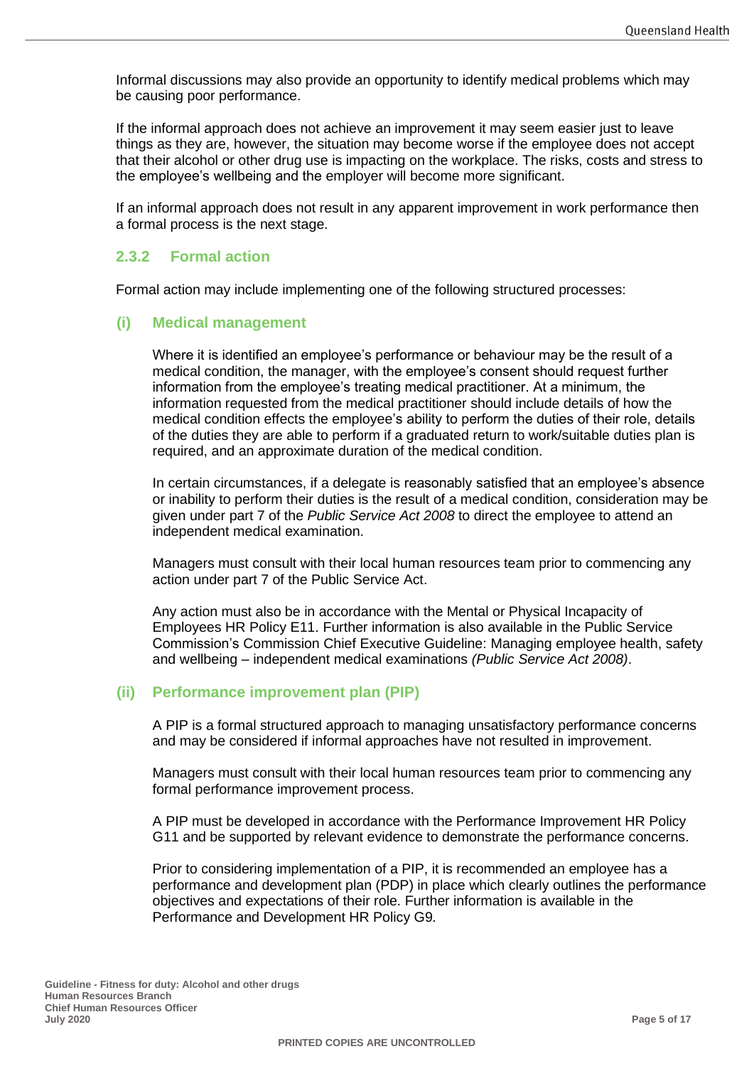Informal discussions may also provide an opportunity to identify medical problems which may be causing poor performance.

If the informal approach does not achieve an improvement it may seem easier just to leave things as they are, however, the situation may become worse if the employee does not accept that their alcohol or other drug use is impacting on the workplace. The risks, costs and stress to the employee's wellbeing and the employer will become more significant.

If an informal approach does not result in any apparent improvement in work performance then a formal process is the next stage.

### 2.3.2 Formal action

Formal action may include implementing one of the following structured processes:

#### (i) Medical management

Where it is identified an employee's performance or behaviour may be the result of a medical condition, the manager, with the employee's consent should request further information from the employee's treating medical practitioner. At a minimum, the information requested from the medical practitioner should include details of how the medical condition effects the employee's ability to perform the duties of their role, details of the duties they are able to perform if a graduated return to work/suitable duties plan is required, and an approximate duration of the medical condition.

In certain circumstances, if a delegate is reasonably satisfied that an employee's absence or inability to perform their duties is the result of a medical condition, consideration may be given under part 7 of the *Public Service Act 2008* to direct the employee to attend an independent medical examination.

Managers must consult with their local human resources team prior to commencing any action under part 7 of the Public Service Act.

Any action must also be in accordance with the Mental or Physical Incapacity of Employees HR Policy E11. Further information is also available in the Public Service Commission's Commission Chief Executive Guideline: Managing employee health, safety and wellbeing – independent medical examinations *(Public Service Act 2008)*.

#### (ii) Performance improvement plan (PIP)

A PIP is a formal structured approach to managing unsatisfactory performance concerns and may be considered if informal approaches have not resulted in improvement.

Managers must consult with their local human resources team prior to commencing any formal performance improvement process.

A PIP must be developed in accordance with the Performance Improvement HR Policy G11 and be supported by relevant evidence to demonstrate the performance concerns.

Prior to considering implementation of a PIP, it is recommended an employee has a performance and development plan (PDP) in place which clearly outlines the performance objectives and expectations of their role. Further information is available in the Performance and Development HR Policy G9.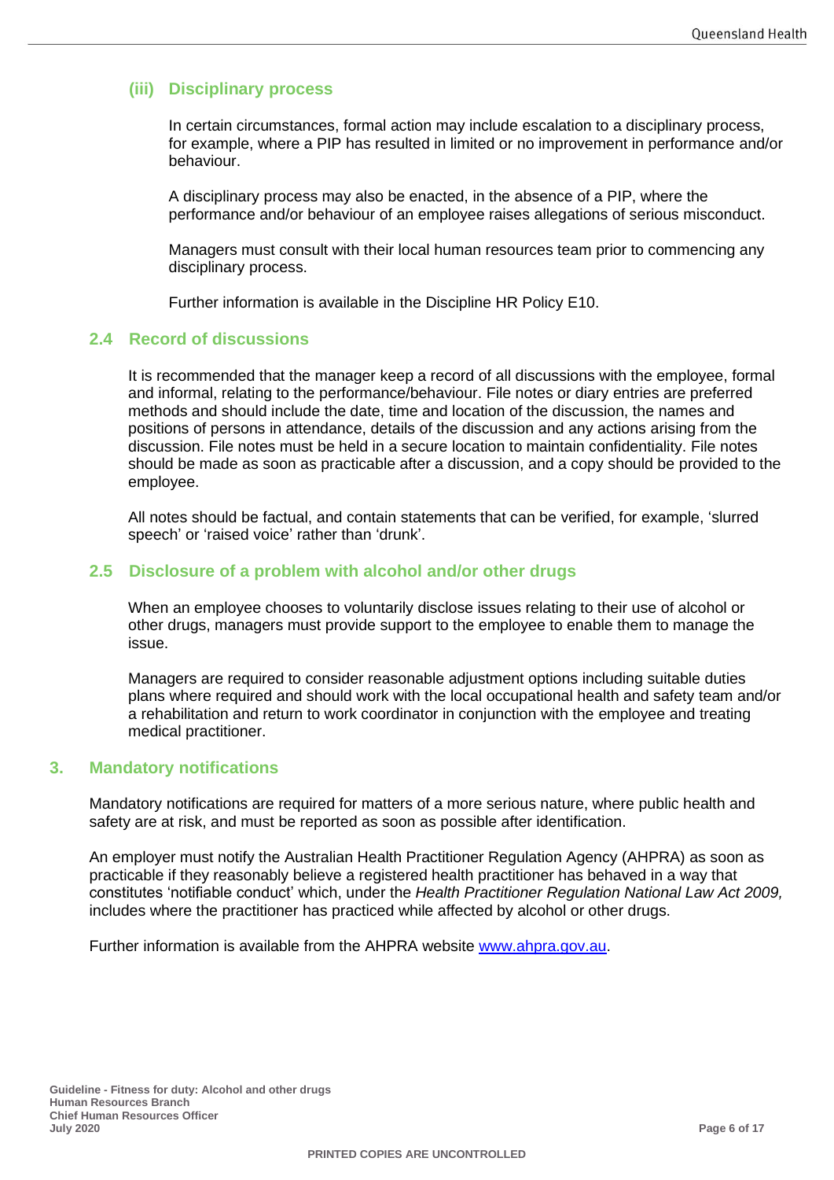#### (iii) Disciplinary process

In certain circumstances, formal action may include escalation to a disciplinary process, for example, where a PIP has resulted in limited or no improvement in performance and/or behaviour.

A disciplinary process may also be enacted, in the absence of a PIP, where the performance and/or behaviour of an employee raises allegations of serious misconduct.

Managers must consult with their local human resources team prior to commencing any disciplinary process.

Further information is available in the Discipline HR Policy E10.

### 2.4 Record of discussions

It is recommended that the manager keep a record of all discussions with the employee, formal and informal, relating to the performance/behaviour. File notes or diary entries are preferred methods and should include the date, time and location of the discussion, the names and positions of persons in attendance, details of the discussion and any actions arising from the discussion. File notes must be held in a secure location to maintain confidentiality. File notes should be made as soon as practicable after a discussion, and a copy should be provided to the employee.

All notes should be factual, and contain statements that can be verified, for example, 'slurred speech' or 'raised voice' rather than 'drunk'.

### 2.5 Disclosure of a problem with alcohol and/or other drugs

When an employee chooses to voluntarily disclose issues relating to their use of alcohol or other drugs, managers must provide support to the employee to enable them to manage the issue.

Managers are required to consider reasonable adjustment options including suitable duties plans where required and should work with the local occupational health and safety team and/or a rehabilitation and return to work coordinator in conjunction with the employee and treating medical practitioner.

## 3. Mandatory notifications

Mandatory notifications are required for matters of a more serious nature, where public health and safety are at risk, and must be reported as soon as possible after identification.

An employer must notify the Australian Health Practitioner Regulation Agency (AHPRA) as soon as practicable if they reasonably believe a registered health practitioner has behaved in a way that constitutes 'notifiable conduct' which, under the *Health Practitioner Regulation National Law Act 2009,* includes where the practitioner has practiced while affected by alcohol or other drugs.

Further information is available from the AHPRA website [www.ahpra.gov.au](http://www.ahpra.gov.au).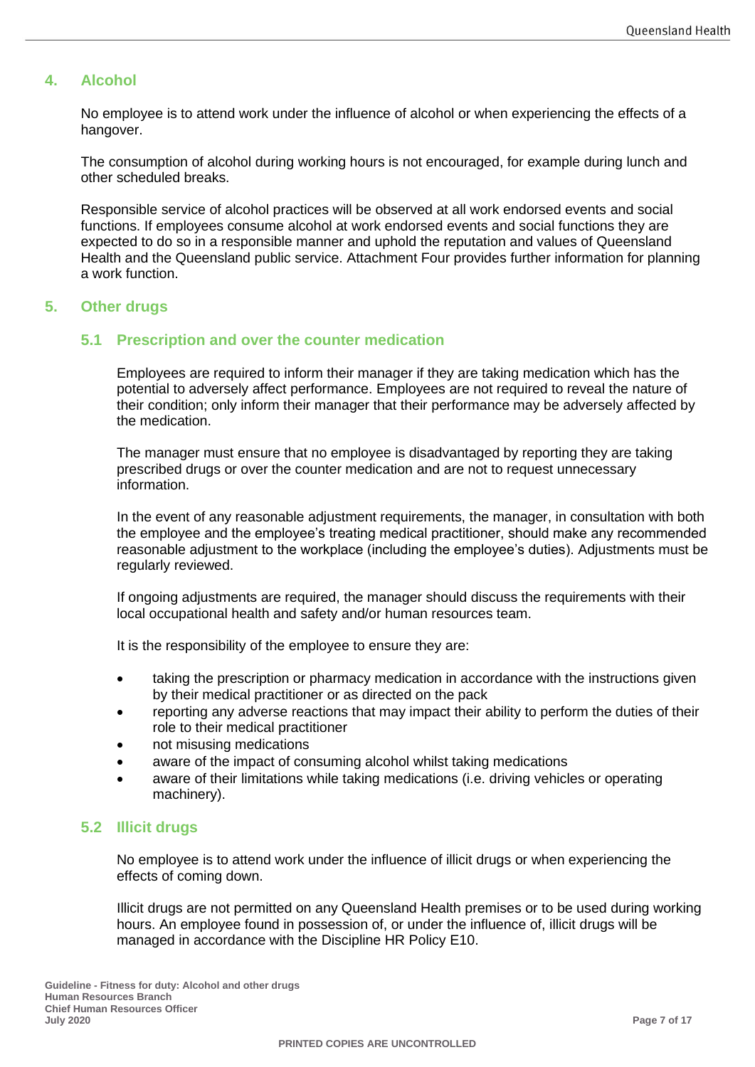## 4. Alcohol

No employee is to attend work under the influence of alcohol or when experiencing the effects of a hangover.

The consumption of alcohol during working hours is not encouraged, for example during lunch and other scheduled breaks.

Responsible service of alcohol practices will be observed at all work endorsed events and social functions. If employees consume alcohol at work endorsed events and social functions they are expected to do so in a responsible manner and uphold the reputation and values of Queensland Health and the Queensland public service. Attachment Four provides further information for planning a work function.

## 5. Other drugs

### 5.1 Prescription and over the counter medication

Employees are required to inform their manager if they are taking medication which has the potential to adversely affect performance. Employees are not required to reveal the nature of their condition; only inform their manager that their performance may be adversely affected by the medication.

The manager must ensure that no employee is disadvantaged by reporting they are taking prescribed drugs or over the counter medication and are not to request unnecessary information.

In the event of any reasonable adjustment requirements, the manager, in consultation with both the employee and the employee's treating medical practitioner, should make any recommended reasonable adjustment to the workplace (including the employee's duties). Adjustments must be regularly reviewed.

If ongoing adjustments are required, the manager should discuss the requirements with their local occupational health and safety and/or human resources team.

It is the responsibility of the employee to ensure they are:

- taking the prescription or pharmacy medication in accordance with the instructions given by their medical practitioner or as directed on the pack
- reporting any adverse reactions that may impact their ability to perform the duties of their role to their medical practitioner
- not misusing medications
- aware of the impact of consuming alcohol whilst taking medications
- aware of their limitations while taking medications (i.e. driving vehicles or operating machinery).

### 5.2 Illicit drugs

No employee is to attend work under the influence of illicit drugs or when experiencing the effects of coming down.

Illicit drugs are not permitted on any Queensland Health premises or to be used during working hours. An employee found in possession of, or under the influence of, illicit drugs will be managed in accordance with the Discipline HR Policy E10.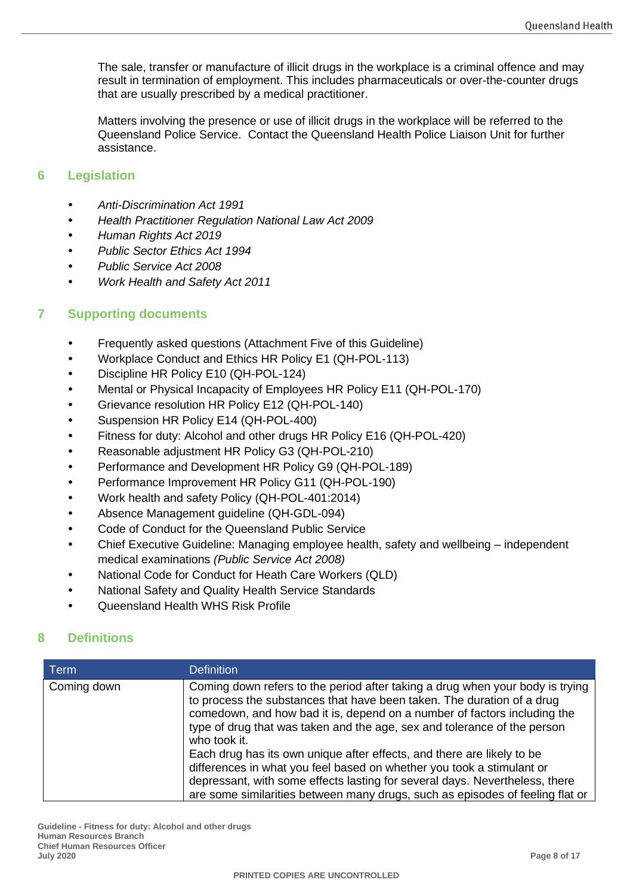The sale, transfer or manufacture of illicit drugs in the workplace is a criminal offence and may result in termination of employment. This includes pharmaceuticals or over-the-counter drugs that are usually prescribed by a medical practitioner.

Matters involving the presence or use of illicit drugs in the workplace will be referred to the Queensland Police Service. Contact the Queensland Health Police Liaison Unit for further assistance.

## 6 Legislation

- *Anti-Discrimination Act 1991*
- *Health Practitioner Regulation National Law Act 2009*
- *Human Rights Act 2019*
- *Public Sector Ethics Act 1994*
- *Public Service Act 2008*
- *Work Health and Safety Act 2011*

## 7 Supporting documents

- Frequently asked questions (Attachment Five of this Guideline)
- Workplace Conduct and Ethics HR Policy E1 (QH-POL-113)
- Discipline HR Policy E10 (QH-POL-124)
- Mental or Physical Incapacity of Employees HR Policy E11 (QH-POL-170)
- Grievance resolution HR Policy E12 (QH-POL-140)
- Suspension HR Policy E14 (QH-POL-400)
- Fitness for duty: Alcohol and other drugs HR Policy E16 (QH-POL-420)
- Reasonable adjustment HR Policy G3 (QH-POL-210)
- Performance and Development HR Policy G9 (QH-POL-189)
- Performance Improvement HR Policy G11 (QH-POL-190)
- Work health and safety Policy (QH-POL-401:2014)
- Absence Management guideline (QH-GDL-094)
- Code of Conduct for the Queensland Public Service
- Chief Executive Guideline: Managing employee health, safety and wellbeing – independent medical examinations *(Public Service Act 2008)*
- National Code for Conduct for Heath Care Workers (QLD)
- National Safety and Quality Health Service Standards
- Queensland Health WHS Risk Profile

## 8 Definitions

| Term | Definition |
|---|---|
| Coming down | Coming down refers to the period after taking a drug when your body is trying to process the substances that have been taken. The duration of a drug comedown, and how bad it is, depend on a number of factors including the type of drug that was taken and the age, sex and tolerance of the person who took it.<br>Each drug has its own unique after effects, and there are likely to be differences in what you feel based on whether you took a stimulant or depressant, with some effects lasting for several days. Nevertheless, there are some similarities between many drugs, such as episodes of feeling flat or |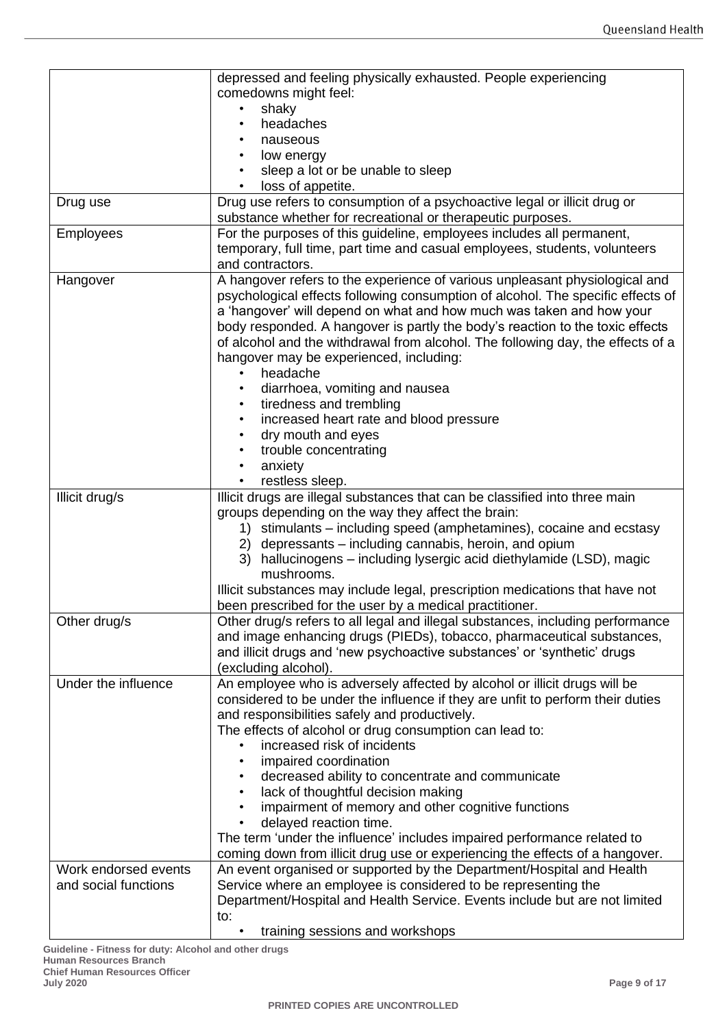| | |
|---|---|
| | depressed and feeling physically exhausted. People experiencing comedowns might feel:<br>• shaky<br>• headaches<br>• nauseous<br>• low energy<br>• sleep a lot or be unable to sleep<br>• loss of appetite. |
| Drug use | Drug use refers to consumption of a psychoactive legal or illicit drug or substance whether for recreational or therapeutic purposes. |
| Employees | For the purposes of this guideline, employees includes all permanent, temporary, full time, part time and casual employees, students, volunteers and contractors. |
| Hangover | A hangover refers to the experience of various unpleasant physiological and psychological effects following consumption of alcohol. The specific effects of a 'hangover' will depend on what and how much was taken and how your body responded. A hangover is partly the body's reaction to the toxic effects of alcohol and the withdrawal from alcohol. The following day, the effects of a hangover may be experienced, including:<br>• headache<br>• diarrhoea, vomiting and nausea<br>• tiredness and trembling<br>• increased heart rate and blood pressure<br>• dry mouth and eyes<br>• trouble concentrating<br>• anxiety<br>• restless sleep. |
| Illicit drug/s | Illicit drugs are illegal substances that can be classified into three main groups depending on the way they affect the brain:<br>1) stimulants – including speed (amphetamines), cocaine and ecstasy<br>2) depressants – including cannabis, heroin, and opium<br>3) hallucinogens – including lysergic acid diethylamide (LSD), magic mushrooms.<br>Illicit substances may include legal, prescription medications that have not been prescribed for the user by a medical practitioner. |
| Other drug/s | Other drug/s refers to all legal and illegal substances, including performance and image enhancing drugs (PIEDs), tobacco, pharmaceutical substances, and illicit drugs and 'new psychoactive substances' or 'synthetic' drugs (excluding alcohol). |
| Under the influence | An employee who is adversely affected by alcohol or illicit drugs will be considered to be under the influence if they are unfit to perform their duties and responsibilities safely and productively.<br>The effects of alcohol or drug consumption can lead to:<br>• increased risk of incidents<br>• impaired coordination<br>• decreased ability to concentrate and communicate<br>• lack of thoughtful decision making<br>• impairment of memory and other cognitive functions<br>• delayed reaction time.<br>The term 'under the influence' includes impaired performance related to coming down from illicit drug use or experiencing the effects of a hangover. |
| Work endorsed events and social functions | An event organised or supported by the Department/Hospital and Health Service where an employee is considered to be representing the Department/Hospital and Health Service. Events include but are not limited to:<br>• training sessions and workshops |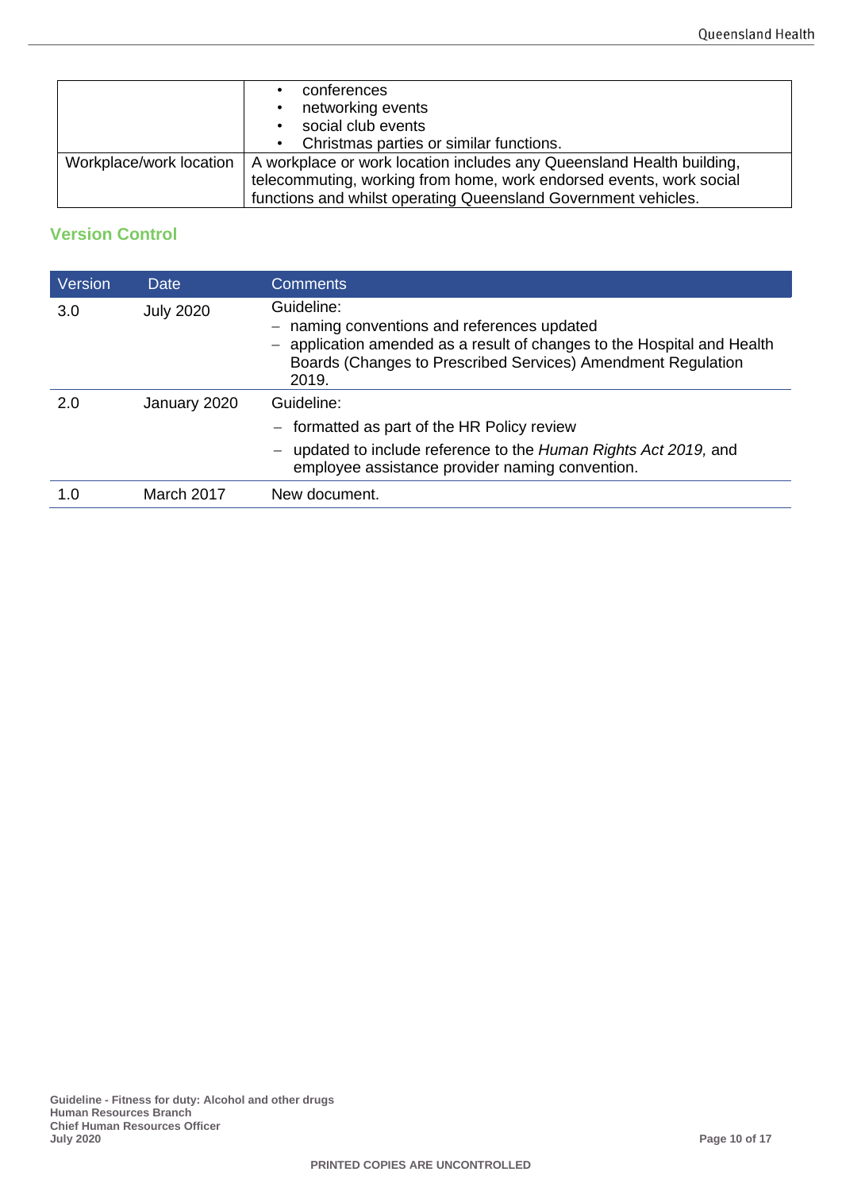| | |
|---|---|
| | • conferences<br>• networking events<br>• social club events<br>• Christmas parties or similar functions. |
| Workplace/work location | A workplace or work location includes any Queensland Health building, telecommuting, working from home, work endorsed events, work social functions and whilst operating Queensland Government vehicles. |

## Version Control

| Version | Date | Comments |
|---|---|---|
| 3.0 | July 2020 | Guideline:<br>– naming conventions and references updated<br>– application amended as a result of changes to the Hospital and Health Boards (Changes to Prescribed Services) Amendment Regulation 2019. |
| 2.0 | January 2020 | Guideline:<br>– formatted as part of the HR Policy review<br>– updated to include reference to the *Human Rights Act 2019,* and employee assistance provider naming convention. |
| 1.0 | March 2017 | New document. |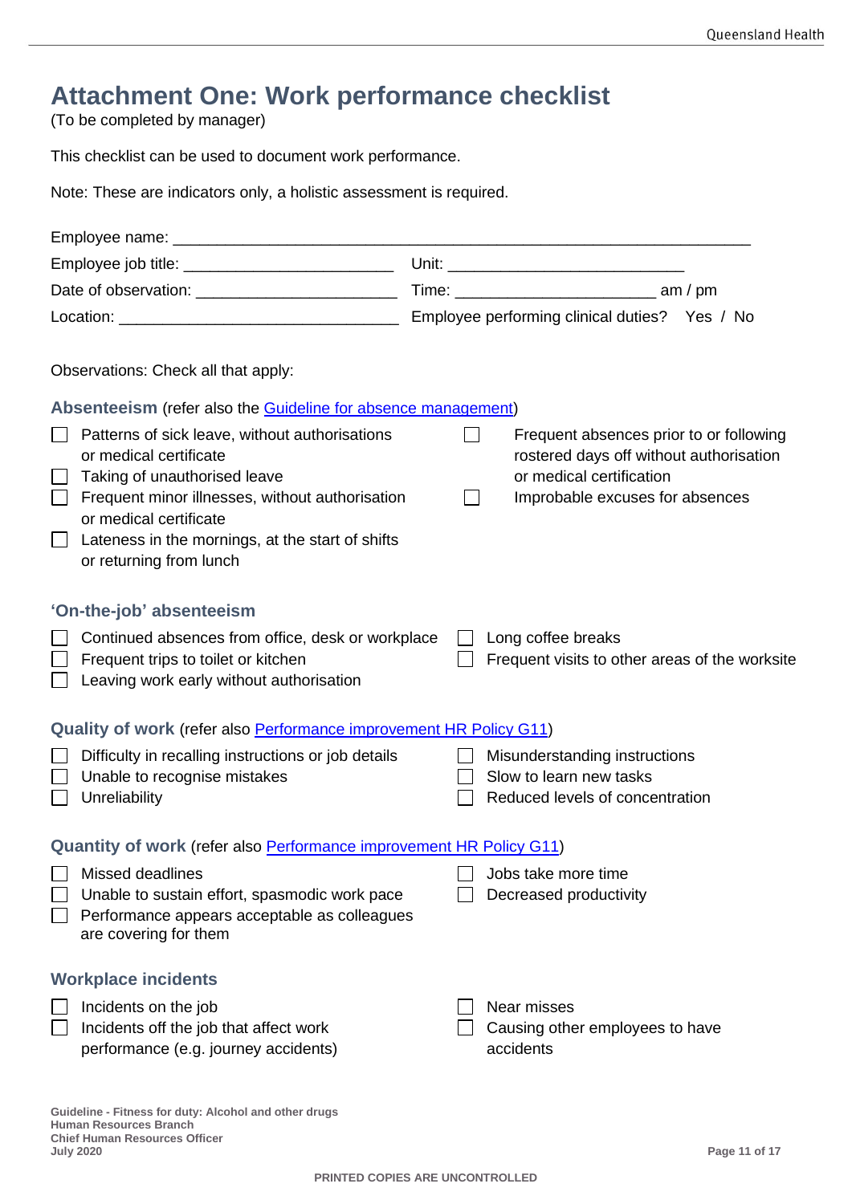# Attachment One: Work performance checklist

(To be completed by manager)

This checklist can be used to document work performance.

Note: These are indicators only, a holistic assessment is required.

Employee name: ____________________________________________

Employee job title: ______________________ Unit: ______________________

Date of observation: ______________________ Time: ______________________ am / pm

Location: ______________________________ Employee performing clinical duties? Yes / No

Observations: Check all that apply:

### Absenteeism (refer also the Guideline for absence management)

- ☐ Patterns of sick leave, without authorisations or medical certificate
- ☐ Taking of unauthorised leave
- ☐ Frequent minor illnesses, without authorisation or medical certificate
- ☐ Lateness in the mornings, at the start of shifts or returning from lunch
- ☐ Frequent absences prior to or following rostered days off without authorisation or medical certification
- ☐ Improbable excuses for absences

### 'On-the-job' absenteeism

- ☐ Continued absences from office, desk or workplace
- ☐ Frequent trips to toilet or kitchen
- ☐ Leaving work early without authorisation
- ☐ Long coffee breaks
- ☐ Frequent visits to other areas of the worksite

### Quality of work (refer also Performance improvement HR Policy G11)

- ☐ Difficulty in recalling instructions or job details
- ☐ Unable to recognise mistakes
- ☐ Unreliability
- ☐ Misunderstanding instructions
- ☐ Slow to learn new tasks
- ☐ Reduced levels of concentration

### Quantity of work (refer also Performance improvement HR Policy G11)

- ☐ Missed deadlines
- ☐ Unable to sustain effort, spasmodic work pace
- ☐ Performance appears acceptable as colleagues are covering for them
- ☐ Jobs take more time
- ☐ Decreased productivity

### Workplace incidents

- ☐ Incidents on the job
- ☐ Incidents off the job that affect work performance (e.g. journey accidents)
- ☐ Near misses
- ☐ Causing other employees to have accidents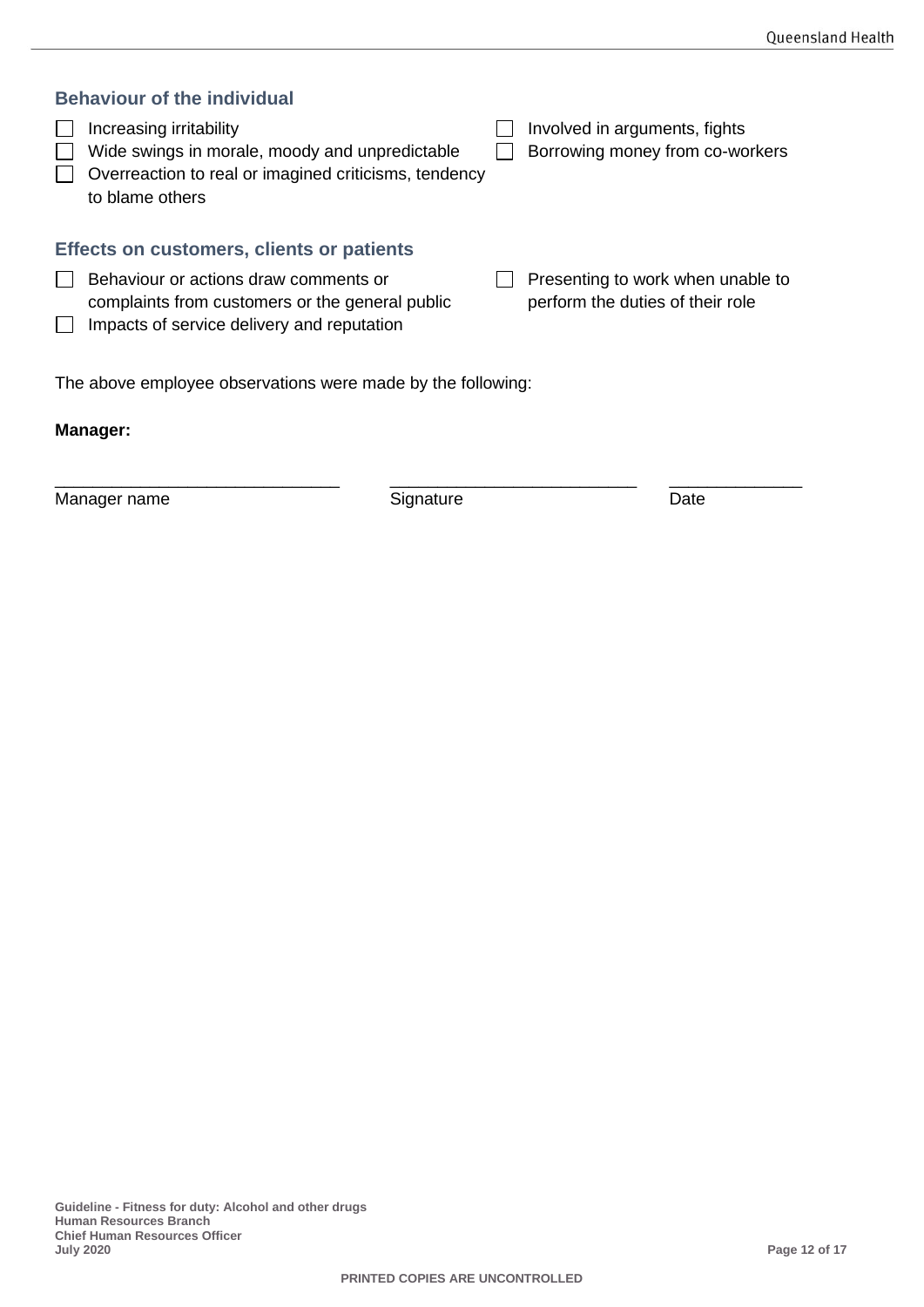### Behaviour of the individual

- [ ] Increasing irritability
- [ ] Wide swings in morale, moody and unpredictable
- [ ] Overreaction to real or imagined criticisms, tendency to blame others
- [ ] Involved in arguments, fights
- [ ] Borrowing money from co-workers

### Effects on customers, clients or patients

- [ ] Behaviour or actions draw comments or complaints from customers or the general public
- [ ] Impacts of service delivery and reputation
- [ ] Presenting to work when unable to perform the duties of their role

The above employee observations were made by the following:

**Manager:**

| | | |
|---|---|---|
| ______________________________ | __________________________ | ______________ |
| Manager name | Signature | Date |

Guideline - Fitness for duty: Alcohol and other drugs
Human Resources Branch
Chief Human Resources Officer
July 2020

PRINTED COPIES ARE UNCONTROLLED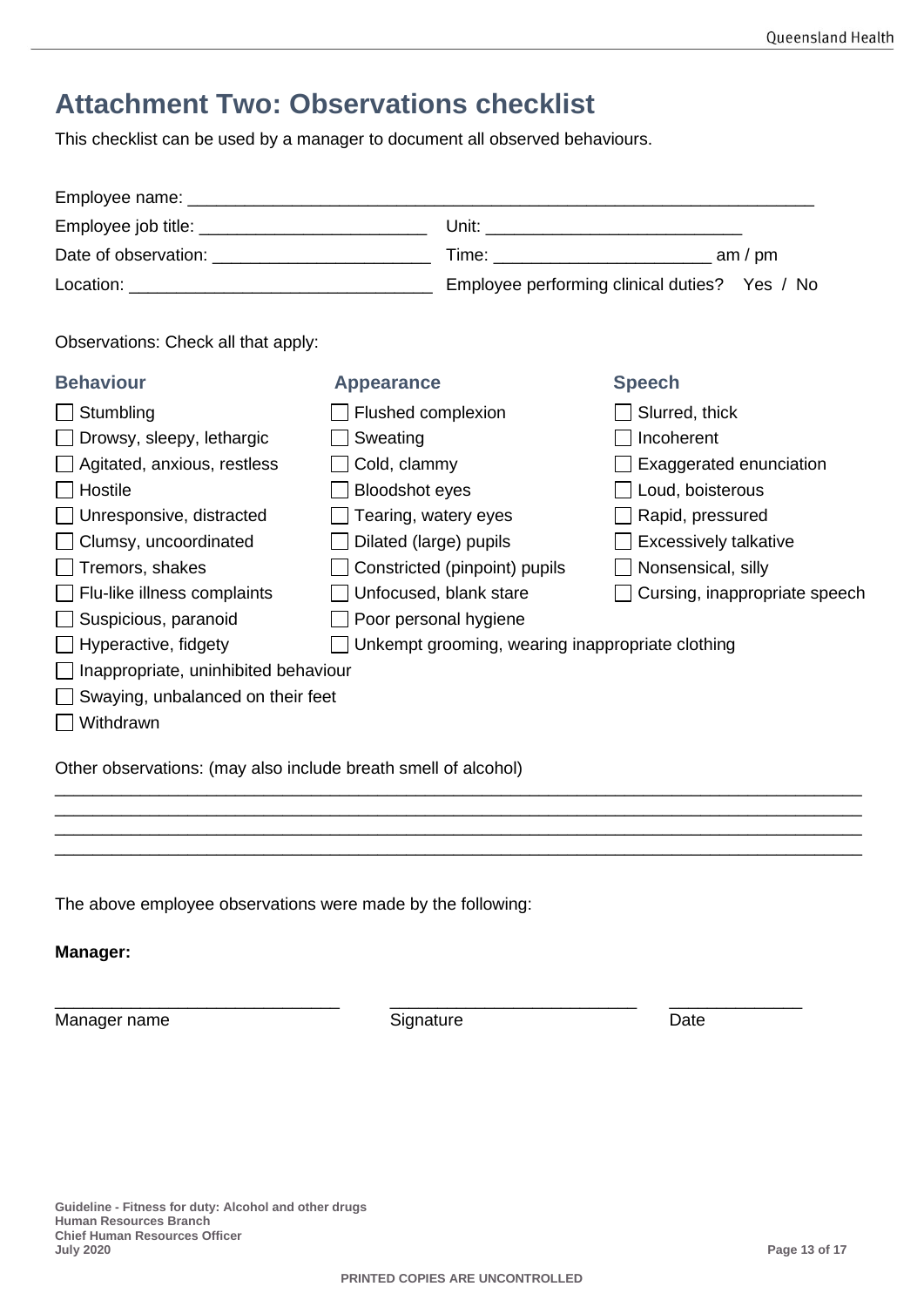# Attachment Two: Observations checklist

This checklist can be used by a manager to document all observed behaviours.

Employee name: ___________________________________________________________________

Employee job title: _______________________ Unit: ___________________________

Date of observation: ______________________ Time: ______________________ am / pm

Location: ________________________________ Employee performing clinical duties? Yes / No

Observations: Check all that apply:

| Behaviour | Appearance | Speech |
| --- | --- | --- |
| ☐ Stumbling | ☐ Flushed complexion | ☐ Slurred, thick |
| ☐ Drowsy, sleepy, lethargic | ☐ Sweating | ☐ Incoherent |
| ☐ Agitated, anxious, restless | ☐ Cold, clammy | ☐ Exaggerated enunciation |
| ☐ Hostile | ☐ Bloodshot eyes | ☐ Loud, boisterous |
| ☐ Unresponsive, distracted | ☐ Tearing, watery eyes | ☐ Rapid, pressured |
| ☐ Clumsy, uncoordinated | ☐ Dilated (large) pupils | ☐ Excessively talkative |
| ☐ Tremors, shakes | ☐ Constricted (pinpoint) pupils | ☐ Nonsensical, silly |
| ☐ Flu-like illness complaints | ☐ Unfocused, blank stare | ☐ Cursing, inappropriate speech |
| ☐ Suspicious, paranoid | ☐ Poor personal hygiene | |
| ☐ Hyperactive, fidgety | ☐ Unkempt grooming, wearing inappropriate clothing | |
| ☐ Inappropriate, uninhibited behaviour | | |
| ☐ Swaying, unbalanced on their feet | | |
| ☐ Withdrawn | | |

Other observations: (may also include breath smell of alcohol)

_____________________________________________________________________________________

_____________________________________________________________________________________

_____________________________________________________________________________________

_____________________________________________________________________________________

The above employee observations were made by the following:

**Manager:**

______________________________ ___________________________ ______________

Manager name Signature Date

**Guideline - Fitness for duty: Alcohol and other drugs**
**Human Resources Branch**
**Chief Human Resources Officer**
**July 2020**

**PRINTED COPIES ARE UNCONTROLLED**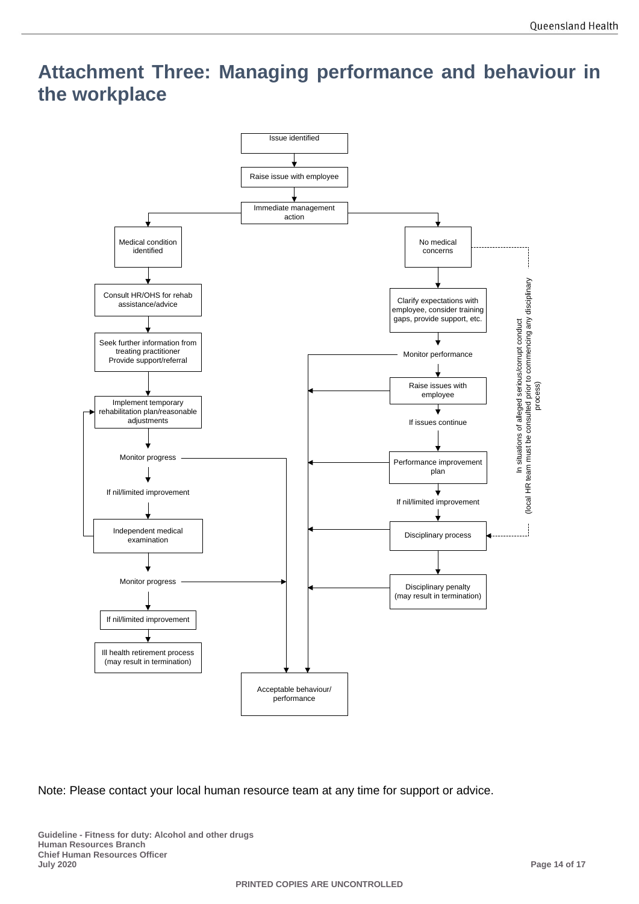# Attachment Three: Managing performance and behaviour in the workplace

Issue identified

Raise issue with employee

Immediate management action

Medical condition identified

Consult HR/OHS for rehab assistance/advice

Seek further information from treating practitioner
Provide support/referral

Implement temporary rehabilitation plan/reasonable adjustments

Monitor progress

If nil/limited improvement

Independent medical examination

Monitor progress

If nil/limited improvement

Ill health retirement process (may result in termination)

No medical concerns

Clarify expectations with employee, consider training gaps, provide support, etc.

Monitor performance

Raise issues with employee

If issues continue

Performance improvement plan

If nil/limited improvement

Disciplinary process

Disciplinary penalty (may result in termination)

In situations of alleged serious/corrupt conduct (local HR team must be consulted prior to commencing any disciplinary process)

Acceptable behaviour/ performance

Note: Please contact your local human resource team at any time for support or advice.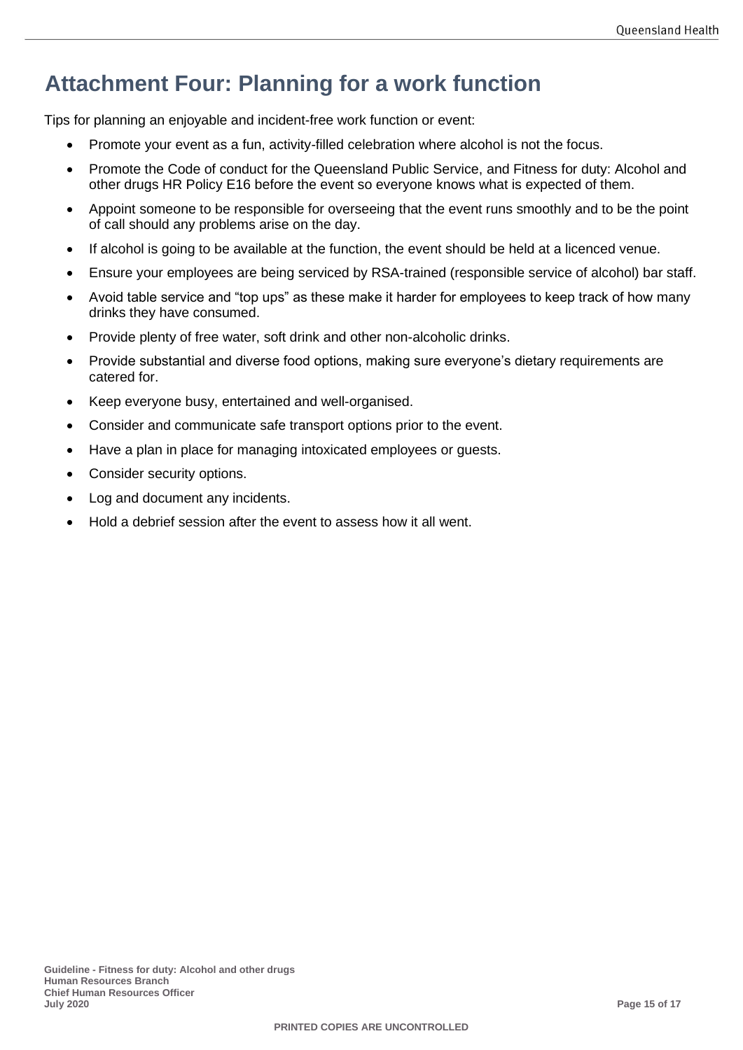# Attachment Four: Planning for a work function

Tips for planning an enjoyable and incident-free work function or event:

- Promote your event as a fun, activity-filled celebration where alcohol is not the focus.
- Promote the Code of conduct for the Queensland Public Service, and Fitness for duty: Alcohol and other drugs HR Policy E16 before the event so everyone knows what is expected of them.
- Appoint someone to be responsible for overseeing that the event runs smoothly and to be the point of call should any problems arise on the day.
- If alcohol is going to be available at the function, the event should be held at a licenced venue.
- Ensure your employees are being serviced by RSA-trained (responsible service of alcohol) bar staff.
- Avoid table service and “top ups” as these make it harder for employees to keep track of how many drinks they have consumed.
- Provide plenty of free water, soft drink and other non-alcoholic drinks.
- Provide substantial and diverse food options, making sure everyone’s dietary requirements are catered for.
- Keep everyone busy, entertained and well-organised.
- Consider and communicate safe transport options prior to the event.
- Have a plan in place for managing intoxicated employees or guests.
- Consider security options.
- Log and document any incidents.
- Hold a debrief session after the event to assess how it all went.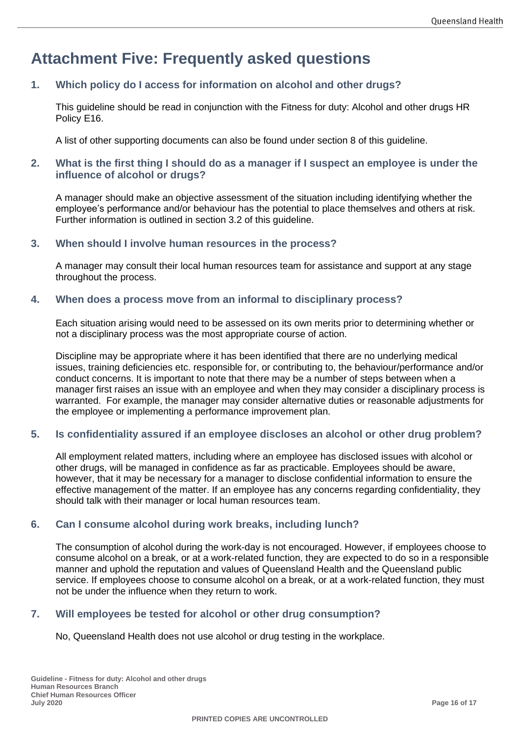# Attachment Five: Frequently asked questions

## 1. Which policy do I access for information on alcohol and other drugs?

This guideline should be read in conjunction with the Fitness for duty: Alcohol and other drugs HR Policy E16.

A list of other supporting documents can also be found under section 8 of this guideline.

## 2. What is the first thing I should do as a manager if I suspect an employee is under the influence of alcohol or drugs?

A manager should make an objective assessment of the situation including identifying whether the employee's performance and/or behaviour has the potential to place themselves and others at risk. Further information is outlined in section 3.2 of this guideline.

## 3. When should I involve human resources in the process?

A manager may consult their local human resources team for assistance and support at any stage throughout the process.

## 4. When does a process move from an informal to disciplinary process?

Each situation arising would need to be assessed on its own merits prior to determining whether or not a disciplinary process was the most appropriate course of action.

Discipline may be appropriate where it has been identified that there are no underlying medical issues, training deficiencies etc. responsible for, or contributing to, the behaviour/performance and/or conduct concerns. It is important to note that there may be a number of steps between when a manager first raises an issue with an employee and when they may consider a disciplinary process is warranted. For example, the manager may consider alternative duties or reasonable adjustments for the employee or implementing a performance improvement plan.

## 5. Is confidentiality assured if an employee discloses an alcohol or other drug problem?

All employment related matters, including where an employee has disclosed issues with alcohol or other drugs, will be managed in confidence as far as practicable. Employees should be aware, however, that it may be necessary for a manager to disclose confidential information to ensure the effective management of the matter. If an employee has any concerns regarding confidentiality, they should talk with their manager or local human resources team.

## 6. Can I consume alcohol during work breaks, including lunch?

The consumption of alcohol during the work-day is not encouraged. However, if employees choose to consume alcohol on a break, or at a work-related function, they are expected to do so in a responsible manner and uphold the reputation and values of Queensland Health and the Queensland public service. If employees choose to consume alcohol on a break, or at a work-related function, they must not be under the influence when they return to work.

## 7. Will employees be tested for alcohol or other drug consumption?

No, Queensland Health does not use alcohol or drug testing in the workplace.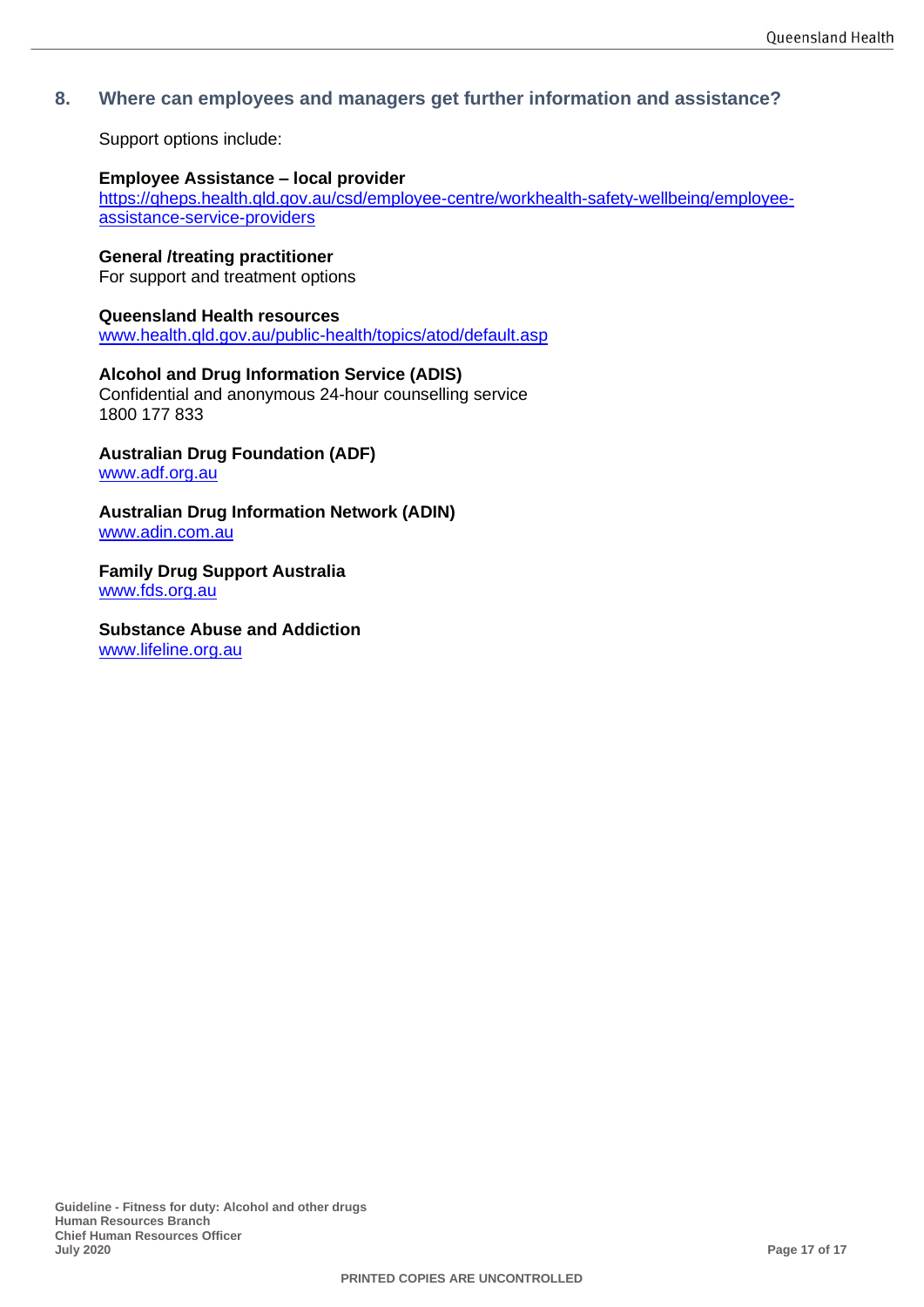## 8. Where can employees and managers get further information and assistance?

Support options include:

**Employee Assistance – local provider**
https://qheps.health.qld.gov.au/csd/employee-centre/workhealth-safety-wellbeing/employee-assistance-service-providers

**General /treating practitioner**
For support and treatment options

**Queensland Health resources**
www.health.qld.gov.au/public-health/topics/atod/default.asp

**Alcohol and Drug Information Service (ADIS)**
Confidential and anonymous 24-hour counselling service
1800 177 833

**Australian Drug Foundation (ADF)**
www.adf.org.au

**Australian Drug Information Network (ADIN)**
www.adin.com.au

**Family Drug Support Australia**
www.fds.org.au

**Substance Abuse and Addiction**
www.lifeline.org.au